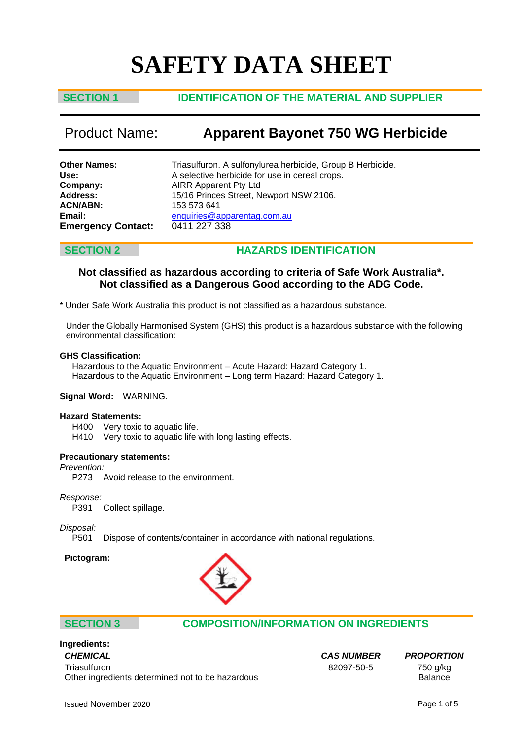# SAFETY DATA SHEET

## SECTION 1 IDENTIFICATION OF THE MATERIAL AND SUPPLIER

**Product Name: Apparent Bayonet 750 WG Herbicide**

**Other Names:** Triasulfuron. A sulfonylurea herbicide, Group B Herbicide.
**Use:** A selective herbicide for use in cereal crops.
**Company:** AIRR Apparent Pty Ltd
**Address:** 15/16 Princes Street, Newport NSW 2106.
**ACN/ABN:** 153 573 641
**Email:** enquiries@apparentag.com.au
**Emergency Contact:** 0411 227 338

## SECTION 2 HAZARDS IDENTIFICATION

**Not classified as hazardous according to criteria of Safe Work Australia*.**
**Not classified as a Dangerous Good according to the ADG Code.**

* Under Safe Work Australia this product is not classified as a hazardous substance.

Under the Globally Harmonised System (GHS) this product is a hazardous substance with the following environmental classification:

**GHS Classification:**
Hazardous to the Aquatic Environment – Acute Hazard: Hazard Category 1.
Hazardous to the Aquatic Environment – Long term Hazard: Hazard Category 1.

**Signal Word:** WARNING.

**Hazard Statements:**
H400 Very toxic to aquatic life.
H410 Very toxic to aquatic life with long lasting effects.

**Precautionary statements:**

*Prevention:*
P273 Avoid release to the environment.

*Response:*
P391 Collect spillage.

*Disposal:*
P501 Dispose of contents/container in accordance with national regulations.

**Pictogram:**

## SECTION 3 COMPOSITION/INFORMATION ON INGREDIENTS

**Ingredients:**

| *CHEMICAL* | *CAS NUMBER* | *PROPORTION* |
|---|---|---|
| Triasulfuron | 82097-50-5 | 750 g/kg |
| Other ingredients determined not to be hazardous | | Balance |

Issued November 2020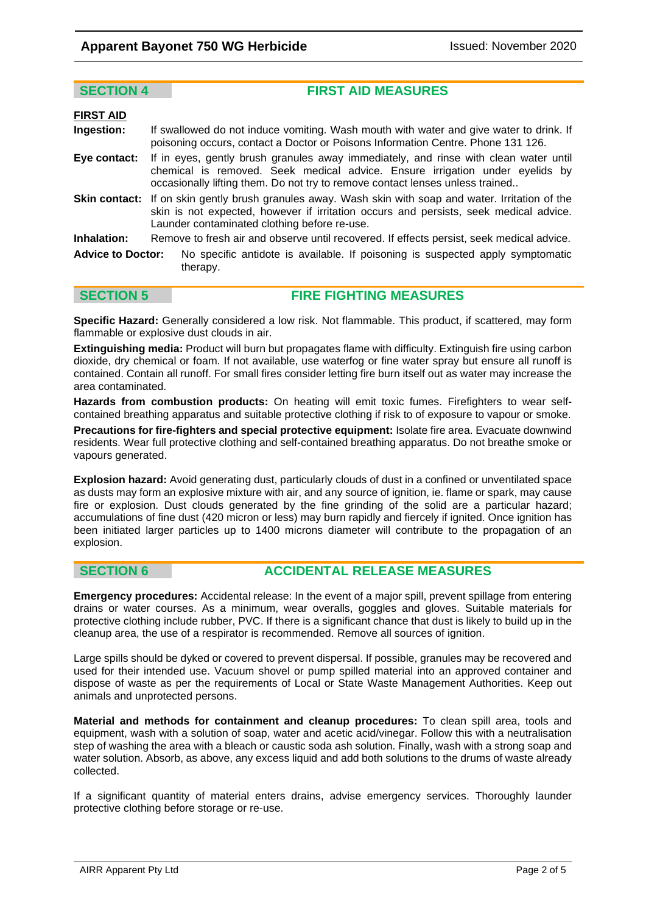## SECTION 4 FIRST AID MEASURES

**FIRST AID**

**Ingestion:** If swallowed do not induce vomiting. Wash mouth with water and give water to drink. If poisoning occurs, contact a Doctor or Poisons Information Centre. Phone 131 126.

**Eye contact:** If in eyes, gently brush granules away immediately, and rinse with clean water until chemical is removed. Seek medical advice. Ensure irrigation under eyelids by occasionally lifting them. Do not try to remove contact lenses unless trained..

**Skin contact:** If on skin gently brush granules away. Wash skin with soap and water. Irritation of the skin is not expected, however if irritation occurs and persists, seek medical advice. Launder contaminated clothing before re-use.

**Inhalation:** Remove to fresh air and observe until recovered. If effects persist, seek medical advice.

**Advice to Doctor:** No specific antidote is available. If poisoning is suspected apply symptomatic therapy.

## SECTION 5 FIRE FIGHTING MEASURES

**Specific Hazard:** Generally considered a low risk. Not flammable. This product, if scattered, may form flammable or explosive dust clouds in air.

**Extinguishing media:** Product will burn but propagates flame with difficulty. Extinguish fire using carbon dioxide, dry chemical or foam. If not available, use waterfog or fine water spray but ensure all runoff is contained. Contain all runoff. For small fires consider letting fire burn itself out as water may increase the area contaminated.

**Hazards from combustion products:** On heating will emit toxic fumes. Firefighters to wear self-contained breathing apparatus and suitable protective clothing if risk to of exposure to vapour or smoke.

**Precautions for fire-fighters and special protective equipment:** Isolate fire area. Evacuate downwind residents. Wear full protective clothing and self-contained breathing apparatus. Do not breathe smoke or vapours generated.

**Explosion hazard:** Avoid generating dust, particularly clouds of dust in a confined or unventilated space as dusts may form an explosive mixture with air, and any source of ignition, ie. flame or spark, may cause fire or explosion. Dust clouds generated by the fine grinding of the solid are a particular hazard; accumulations of fine dust (420 micron or less) may burn rapidly and fiercely if ignited. Once ignition has been initiated larger particles up to 1400 microns diameter will contribute to the propagation of an explosion.

## SECTION 6 ACCIDENTAL RELEASE MEASURES

**Emergency procedures:** Accidental release: In the event of a major spill, prevent spillage from entering drains or water courses. As a minimum, wear overalls, goggles and gloves. Suitable materials for protective clothing include rubber, PVC. If there is a significant chance that dust is likely to build up in the cleanup area, the use of a respirator is recommended. Remove all sources of ignition.

Large spills should be dyked or covered to prevent dispersal. If possible, granules may be recovered and used for their intended use. Vacuum shovel or pump spilled material into an approved container and dispose of waste as per the requirements of Local or State Waste Management Authorities. Keep out animals and unprotected persons.

**Material and methods for containment and cleanup procedures:** To clean spill area, tools and equipment, wash with a solution of soap, water and acetic acid/vinegar. Follow this with a neutralisation step of washing the area with a bleach or caustic soda ash solution. Finally, wash with a strong soap and water solution. Absorb, as above, any excess liquid and add both solutions to the drums of waste already collected.

If a significant quantity of material enters drains, advise emergency services. Thoroughly launder protective clothing before storage or re-use.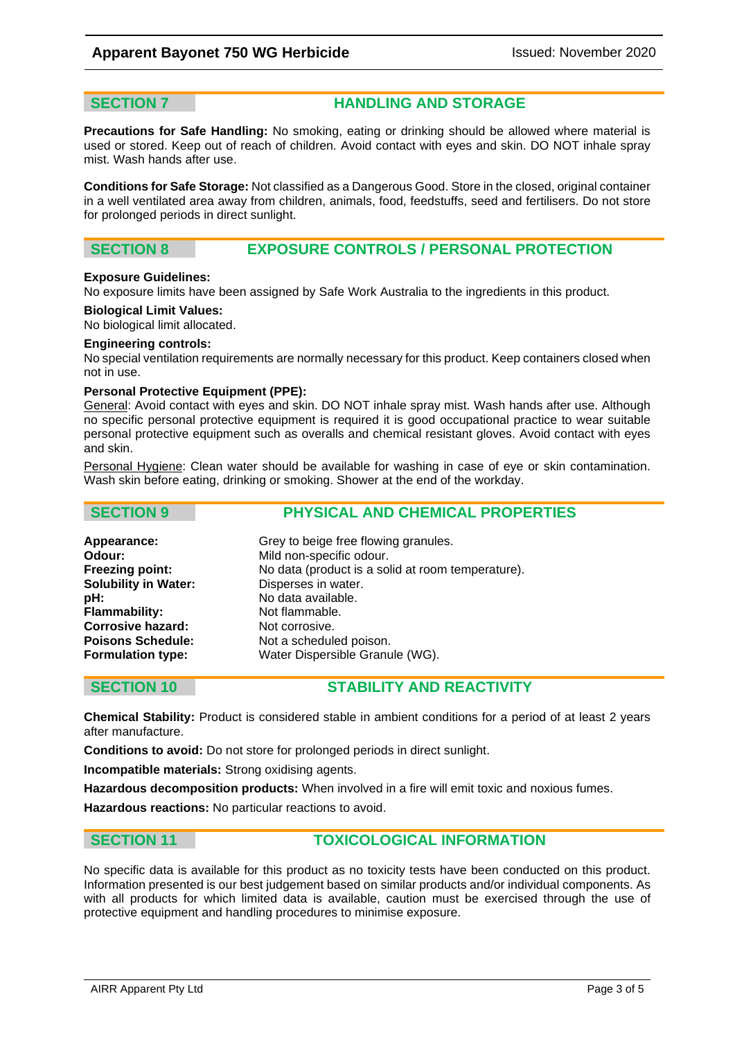## SECTION 7 HANDLING AND STORAGE

**Precautions for Safe Handling:** No smoking, eating or drinking should be allowed where material is used or stored. Keep out of reach of children. Avoid contact with eyes and skin. DO NOT inhale spray mist. Wash hands after use.

**Conditions for Safe Storage:** Not classified as a Dangerous Good. Store in the closed, original container in a well ventilated area away from children, animals, food, feedstuffs, seed and fertilisers. Do not store for prolonged periods in direct sunlight.

## SECTION 8 EXPOSURE CONTROLS / PERSONAL PROTECTION

**Exposure Guidelines:**
No exposure limits have been assigned by Safe Work Australia to the ingredients in this product.

**Biological Limit Values:**
No biological limit allocated.

**Engineering controls:**
No special ventilation requirements are normally necessary for this product. Keep containers closed when not in use.

**Personal Protective Equipment (PPE):**
General: Avoid contact with eyes and skin. DO NOT inhale spray mist. Wash hands after use. Although no specific personal protective equipment is required it is good occupational practice to wear suitable personal protective equipment such as overalls and chemical resistant gloves. Avoid contact with eyes and skin.

Personal Hygiene: Clean water should be available for washing in case of eye or skin contamination. Wash skin before eating, drinking or smoking. Shower at the end of the workday.

## SECTION 9 PHYSICAL AND CHEMICAL PROPERTIES

**Appearance:** Grey to beige free flowing granules.
**Odour:** Mild non-specific odour.
**Freezing point:** No data (product is a solid at room temperature).
**Solubility in Water:** Disperses in water.
**pH:** No data available.
**Flammability:** Not flammable.
**Corrosive hazard:** Not corrosive.
**Poisons Schedule:** Not a scheduled poison.
**Formulation type:** Water Dispersible Granule (WG).

## SECTION 10 STABILITY AND REACTIVITY

**Chemical Stability:** Product is considered stable in ambient conditions for a period of at least 2 years after manufacture.

**Conditions to avoid:** Do not store for prolonged periods in direct sunlight.

**Incompatible materials:** Strong oxidising agents.

**Hazardous decomposition products:** When involved in a fire will emit toxic and noxious fumes.

**Hazardous reactions:** No particular reactions to avoid.

## SECTION 11 TOXICOLOGICAL INFORMATION

No specific data is available for this product as no toxicity tests have been conducted on this product. Information presented is our best judgement based on similar products and/or individual components. As with all products for which limited data is available, caution must be exercised through the use of protective equipment and handling procedures to minimise exposure.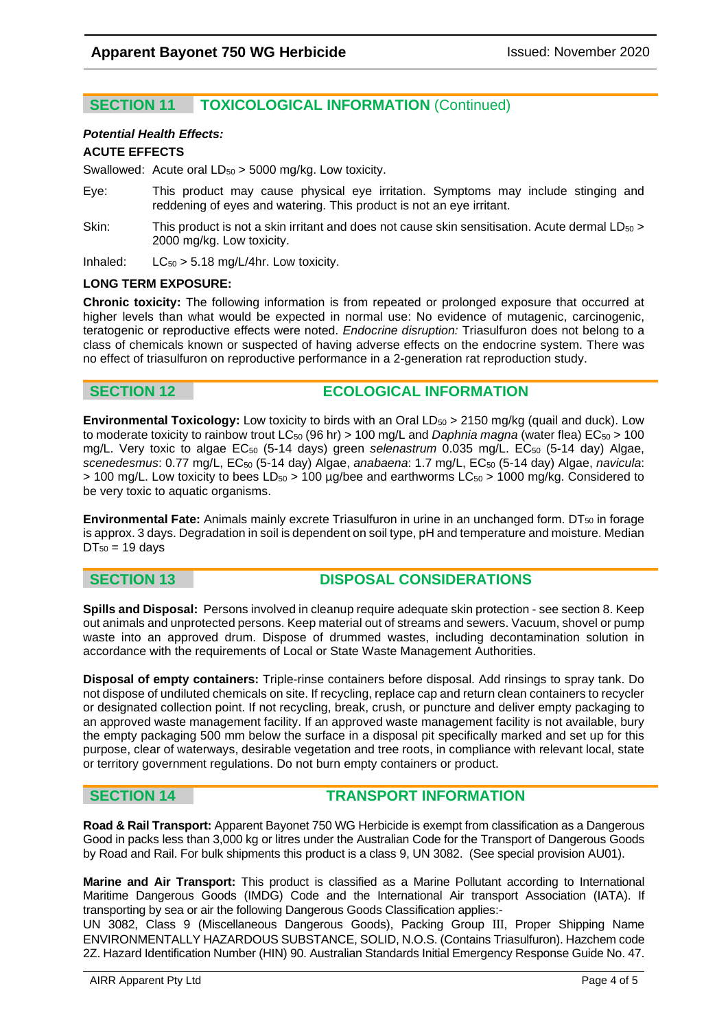## SECTION 11 TOXICOLOGICAL INFORMATION (Continued)

***Potential Health Effects:***

**ACUTE EFFECTS**

Swallowed: Acute oral $LD_{50}$ > 5000 mg/kg. Low toxicity.

Eye: This product may cause physical eye irritation. Symptoms may include stinging and reddening of eyes and watering. This product is not an eye irritant.

Skin: This product is not a skin irritant and does not cause skin sensitisation. Acute dermal $LD_{50}$ > 2000 mg/kg. Low toxicity.

Inhaled: $LC_{50}$ > 5.18 mg/L/4hr. Low toxicity.

**LONG TERM EXPOSURE:**

**Chronic toxicity:** The following information is from repeated or prolonged exposure that occurred at higher levels than what would be expected in normal use: No evidence of mutagenic, carcinogenic, teratogenic or reproductive effects were noted. *Endocrine disruption:* Triasulfuron does not belong to a class of chemicals known or suspected of having adverse effects on the endocrine system. There was no effect of triasulfuron on reproductive performance in a 2-generation rat reproduction study.

## SECTION 12 ECOLOGICAL INFORMATION

**Environmental Toxicology:** Low toxicity to birds with an Oral $LD_{50}$ > 2150 mg/kg (quail and duck). Low to moderate toxicity to rainbow trout $LC_{50}$ (96 hr) > 100 mg/L and *Daphnia magna* (water flea) $EC_{50}$ > 100 mg/L. Very toxic to algae $EC_{50}$ (5-14 days) green *selenastrum* 0.035 mg/L. $EC_{50}$ (5-14 day) Algae, *scenedesmus*: 0.77 mg/L, $EC_{50}$ (5-14 day) Algae, *anabaena*: 1.7 mg/L, $EC_{50}$ (5-14 day) Algae, *navicula*: > 100 mg/L. Low toxicity to bees $LD_{50}$ > 100 µg/bee and earthworms $LC_{50}$ > 1000 mg/kg. Considered to be very toxic to aquatic organisms.

**Environmental Fate:** Animals mainly excrete Triasulfuron in urine in an unchanged form. $DT_{50}$ in forage is approx. 3 days. Degradation in soil is dependent on soil type, pH and temperature and moisture. Median $DT_{50}$ = 19 days

## SECTION 13 DISPOSAL CONSIDERATIONS

**Spills and Disposal:** Persons involved in cleanup require adequate skin protection - see section 8. Keep out animals and unprotected persons. Keep material out of streams and sewers. Vacuum, shovel or pump waste into an approved drum. Dispose of drummed wastes, including decontamination solution in accordance with the requirements of Local or State Waste Management Authorities.

**Disposal of empty containers:** Triple-rinse containers before disposal. Add rinsings to spray tank. Do not dispose of undiluted chemicals on site. If recycling, replace cap and return clean containers to recycler or designated collection point. If not recycling, break, crush, or puncture and deliver empty packaging to an approved waste management facility. If an approved waste management facility is not available, bury the empty packaging 500 mm below the surface in a disposal pit specifically marked and set up for this purpose, clear of waterways, desirable vegetation and tree roots, in compliance with relevant local, state or territory government regulations. Do not burn empty containers or product.

## SECTION 14 TRANSPORT INFORMATION

**Road & Rail Transport:** Apparent Bayonet 750 WG Herbicide is exempt from classification as a Dangerous Good in packs less than 3,000 kg or litres under the Australian Code for the Transport of Dangerous Goods by Road and Rail. For bulk shipments this product is a class 9, UN 3082. (See special provision AU01).

**Marine and Air Transport:** This product is classified as a Marine Pollutant according to International Maritime Dangerous Goods (IMDG) Code and the International Air transport Association (IATA). If transporting by sea or air the following Dangerous Goods Classification applies:-
UN 3082, Class 9 (Miscellaneous Dangerous Goods), Packing Group III, Proper Shipping Name ENVIRONMENTALLY HAZARDOUS SUBSTANCE, SOLID, N.O.S. (Contains Triasulfuron). Hazchem code 2Z. Hazard Identification Number (HIN) 90. Australian Standards Initial Emergency Response Guide No. 47.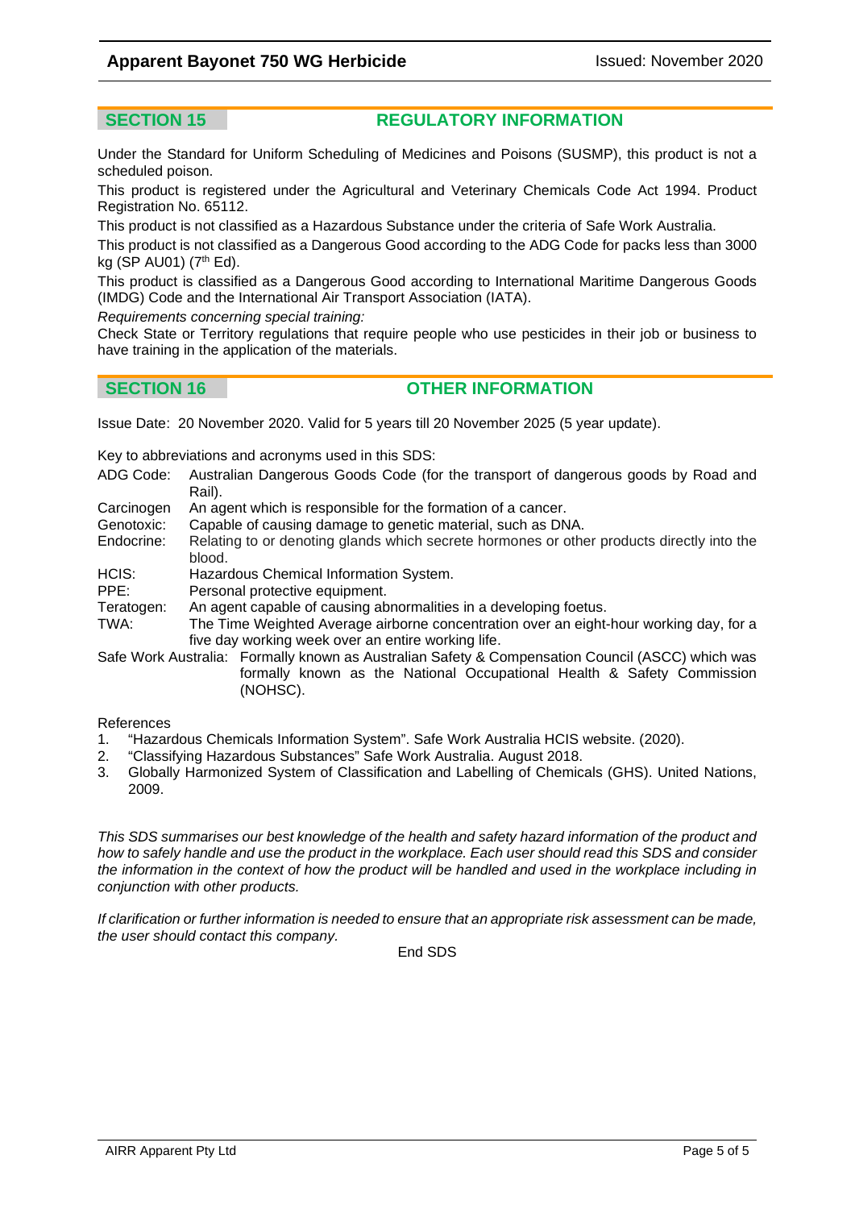## SECTION 15 REGULATORY INFORMATION

Under the Standard for Uniform Scheduling of Medicines and Poisons (SUSMP), this product is not a scheduled poison.

This product is registered under the Agricultural and Veterinary Chemicals Code Act 1994. Product Registration No. 65112.

This product is not classified as a Hazardous Substance under the criteria of Safe Work Australia.

This product is not classified as a Dangerous Good according to the ADG Code for packs less than 3000 kg (SP AU01) (7th Ed).

This product is classified as a Dangerous Good according to International Maritime Dangerous Goods (IMDG) Code and the International Air Transport Association (IATA).

*Requirements concerning special training:*

Check State or Territory regulations that require people who use pesticides in their job or business to have training in the application of the materials.

## SECTION 16 OTHER INFORMATION

Issue Date: 20 November 2020. Valid for 5 years till 20 November 2025 (5 year update).

Key to abbreviations and acronyms used in this SDS:

| | |
|---|---|
| ADG Code: | Australian Dangerous Goods Code (for the transport of dangerous goods by Road and Rail). |
| Carcinogen | An agent which is responsible for the formation of a cancer. |
| Genotoxic: | Capable of causing damage to genetic material, such as DNA. |
| Endocrine: | Relating to or denoting glands which secrete hormones or other products directly into the blood. |
| HCIS: | Hazardous Chemical Information System. |
| PPE: | Personal protective equipment. |
| Teratogen: | An agent capable of causing abnormalities in a developing foetus. |
| TWA: | The Time Weighted Average airborne concentration over an eight-hour working day, for a five day working week over an entire working life. |
| Safe Work Australia: | Formally known as Australian Safety & Compensation Council (ASCC) which was formally known as the National Occupational Health & Safety Commission (NOHSC). |

References

1. "Hazardous Chemicals Information System". Safe Work Australia HCIS website. (2020).
2. "Classifying Hazardous Substances" Safe Work Australia. August 2018.
3. Globally Harmonized System of Classification and Labelling of Chemicals (GHS). United Nations, 2009.

*This SDS summarises our best knowledge of the health and safety hazard information of the product and how to safely handle and use the product in the workplace. Each user should read this SDS and consider the information in the context of how the product will be handled and used in the workplace including in conjunction with other products.*

*If clarification or further information is needed to ensure that an appropriate risk assessment can be made, the user should contact this company.*

End SDS